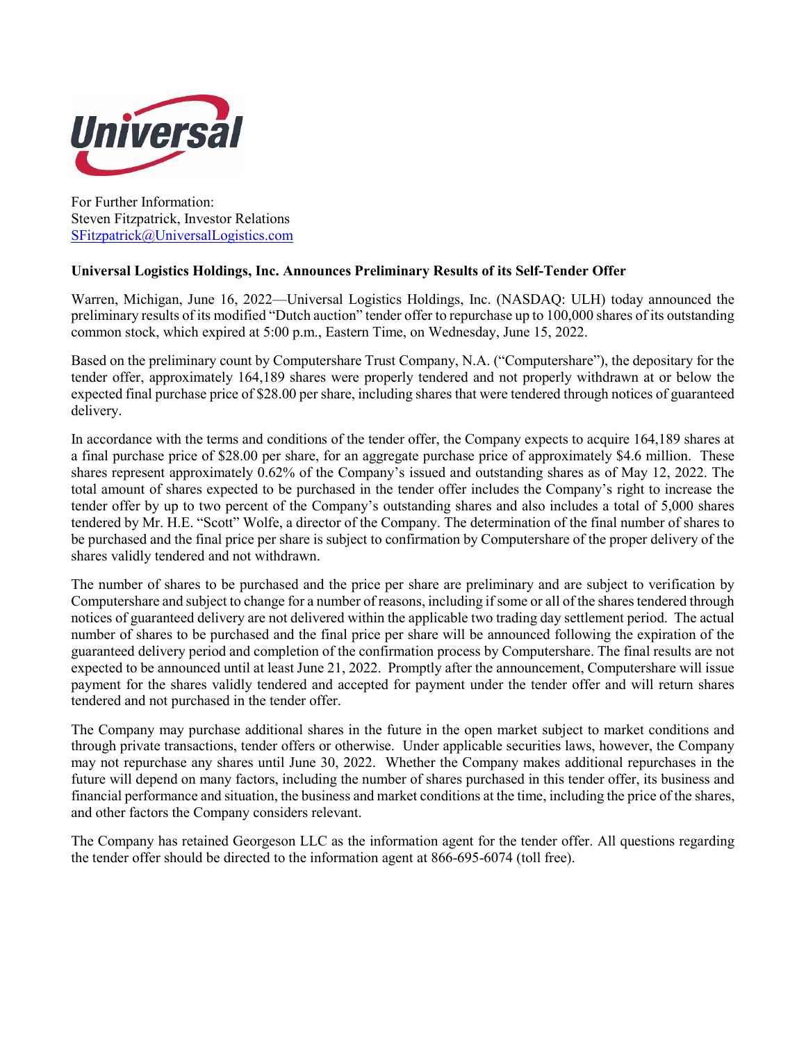For Further Information:
Steven Fitzpatrick, Investor Relations
SFitzpatrick@UniversalLogistics.com

**Universal Logistics Holdings, Inc. Announces Preliminary Results of its Self-Tender Offer**

Warren, Michigan, June 16, 2022—Universal Logistics Holdings, Inc. (NASDAQ: ULH) today announced the preliminary results of its modified "Dutch auction" tender offer to repurchase up to 100,000 shares of its outstanding common stock, which expired at 5:00 p.m., Eastern Time, on Wednesday, June 15, 2022.

Based on the preliminary count by Computershare Trust Company, N.A. ("Computershare"), the depositary for the tender offer, approximately 164,189 shares were properly tendered and not properly withdrawn at or below the expected final purchase price of $28.00 per share, including shares that were tendered through notices of guaranteed delivery.

In accordance with the terms and conditions of the tender offer, the Company expects to acquire 164,189 shares at a final purchase price of $28.00 per share, for an aggregate purchase price of approximately $4.6 million. These shares represent approximately 0.62% of the Company's issued and outstanding shares as of May 12, 2022. The total amount of shares expected to be purchased in the tender offer includes the Company's right to increase the tender offer by up to two percent of the Company's outstanding shares and also includes a total of 5,000 shares tendered by Mr. H.E. "Scott" Wolfe, a director of the Company. The determination of the final number of shares to be purchased and the final price per share is subject to confirmation by Computershare of the proper delivery of the shares validly tendered and not withdrawn.

The number of shares to be purchased and the price per share are preliminary and are subject to verification by Computershare and subject to change for a number of reasons, including if some or all of the shares tendered through notices of guaranteed delivery are not delivered within the applicable two trading day settlement period. The actual number of shares to be purchased and the final price per share will be announced following the expiration of the guaranteed delivery period and completion of the confirmation process by Computershare. The final results are not expected to be announced until at least June 21, 2022. Promptly after the announcement, Computershare will issue payment for the shares validly tendered and accepted for payment under the tender offer and will return shares tendered and not purchased in the tender offer.

The Company may purchase additional shares in the future in the open market subject to market conditions and through private transactions, tender offers or otherwise. Under applicable securities laws, however, the Company may not repurchase any shares until June 30, 2022. Whether the Company makes additional repurchases in the future will depend on many factors, including the number of shares purchased in this tender offer, its business and financial performance and situation, the business and market conditions at the time, including the price of the shares, and other factors the Company considers relevant.

The Company has retained Georgeson LLC as the information agent for the tender offer. All questions regarding the tender offer should be directed to the information agent at 866-695-6074 (toll free).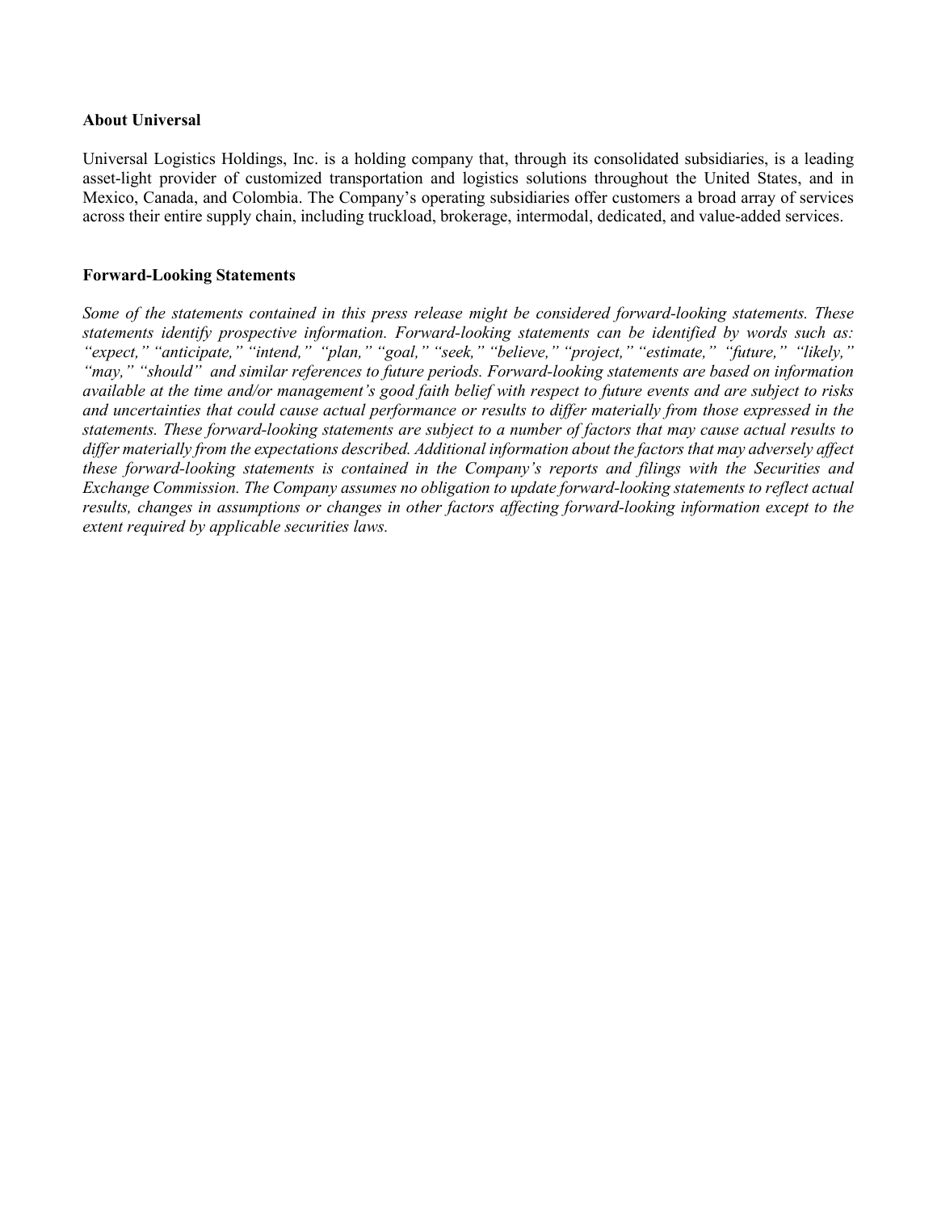**About Universal**

Universal Logistics Holdings, Inc. is a holding company that, through its consolidated subsidiaries, is a leading asset-light provider of customized transportation and logistics solutions throughout the United States, and in Mexico, Canada, and Colombia. The Company's operating subsidiaries offer customers a broad array of services across their entire supply chain, including truckload, brokerage, intermodal, dedicated, and value-added services.

**Forward-Looking Statements**

*Some of the statements contained in this press release might be considered forward-looking statements. These statements identify prospective information. Forward-looking statements can be identified by words such as: "expect," "anticipate," "intend," "plan," "goal," "seek," "believe," "project," "estimate," "future," "likely," "may," "should" and similar references to future periods. Forward-looking statements are based on information available at the time and/or management's good faith belief with respect to future events and are subject to risks and uncertainties that could cause actual performance or results to differ materially from those expressed in the statements. These forward-looking statements are subject to a number of factors that may cause actual results to differ materially from the expectations described. Additional information about the factors that may adversely affect these forward-looking statements is contained in the Company's reports and filings with the Securities and Exchange Commission. The Company assumes no obligation to update forward-looking statements to reflect actual results, changes in assumptions or changes in other factors affecting forward-looking information except to the extent required by applicable securities laws.*